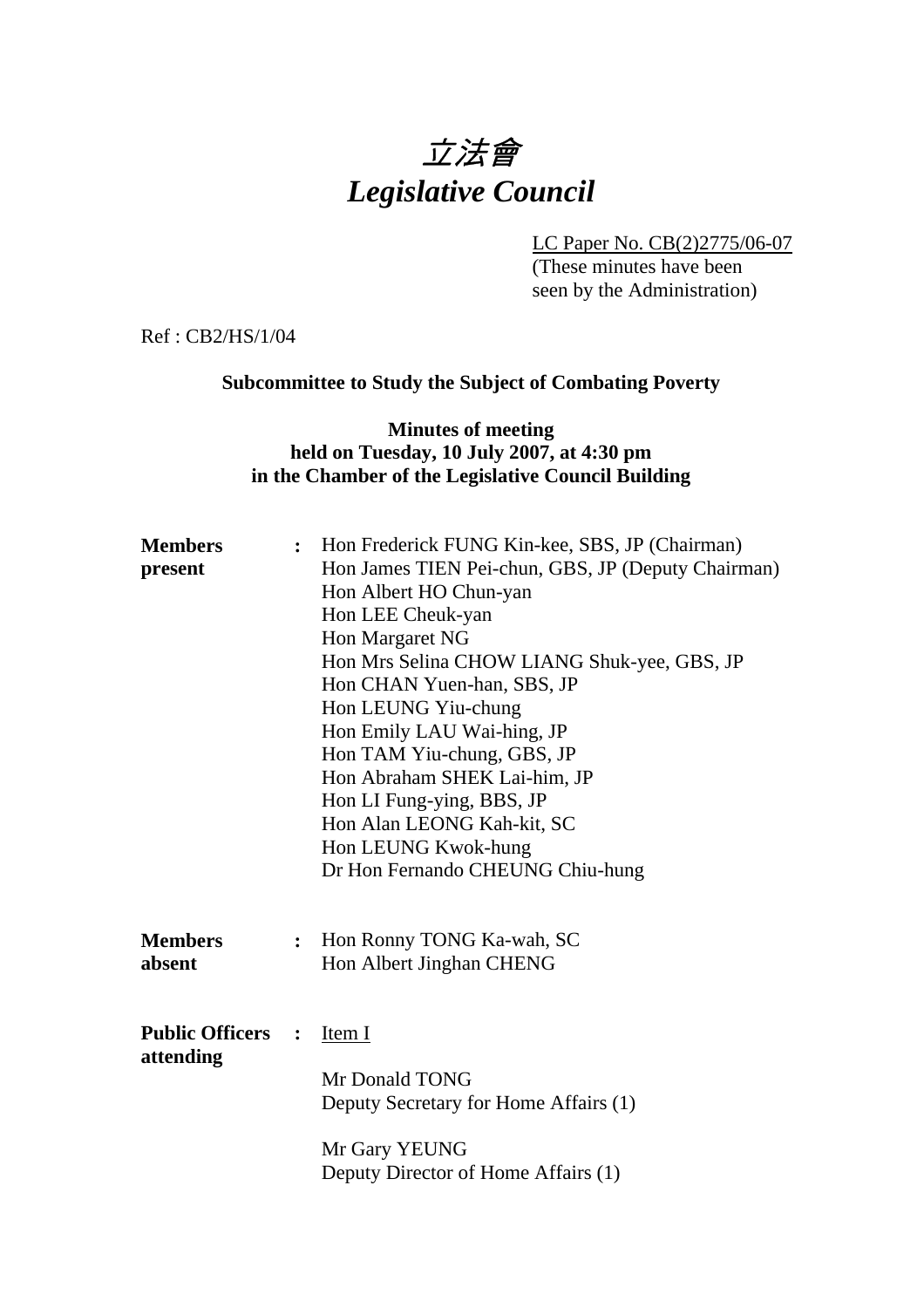# 立法會
# *Legislative Council*

LC Paper No. CB(2)2775/06-07
(These minutes have been seen by the Administration)

Ref : CB2/HS/1/04

**Subcommittee to Study the Subject of Combating Poverty**

**Minutes of meeting held on Tuesday, 10 July 2007, at 4:30 pm in the Chamber of the Legislative Council Building**

**Members present** :
Hon Frederick FUNG Kin-kee, SBS, JP (Chairman)
Hon James TIEN Pei-chun, GBS, JP (Deputy Chairman)
Hon Albert HO Chun-yan
Hon LEE Cheuk-yan
Hon Margaret NG
Hon Mrs Selina CHOW LIANG Shuk-yee, GBS, JP
Hon CHAN Yuen-han, SBS, JP
Hon LEUNG Yiu-chung
Hon Emily LAU Wai-hing, JP
Hon TAM Yiu-chung, GBS, JP
Hon Abraham SHEK Lai-him, JP
Hon LI Fung-ying, BBS, JP
Hon Alan LEONG Kah-kit, SC
Hon LEUNG Kwok-hung
Dr Hon Fernando CHEUNG Chiu-hung

**Members absent** :
Hon Ronny TONG Ka-wah, SC
Hon Albert Jinghan CHENG

**Public Officers attending** :
Item I

Mr Donald TONG
Deputy Secretary for Home Affairs (1)

Mr Gary YEUNG
Deputy Director of Home Affairs (1)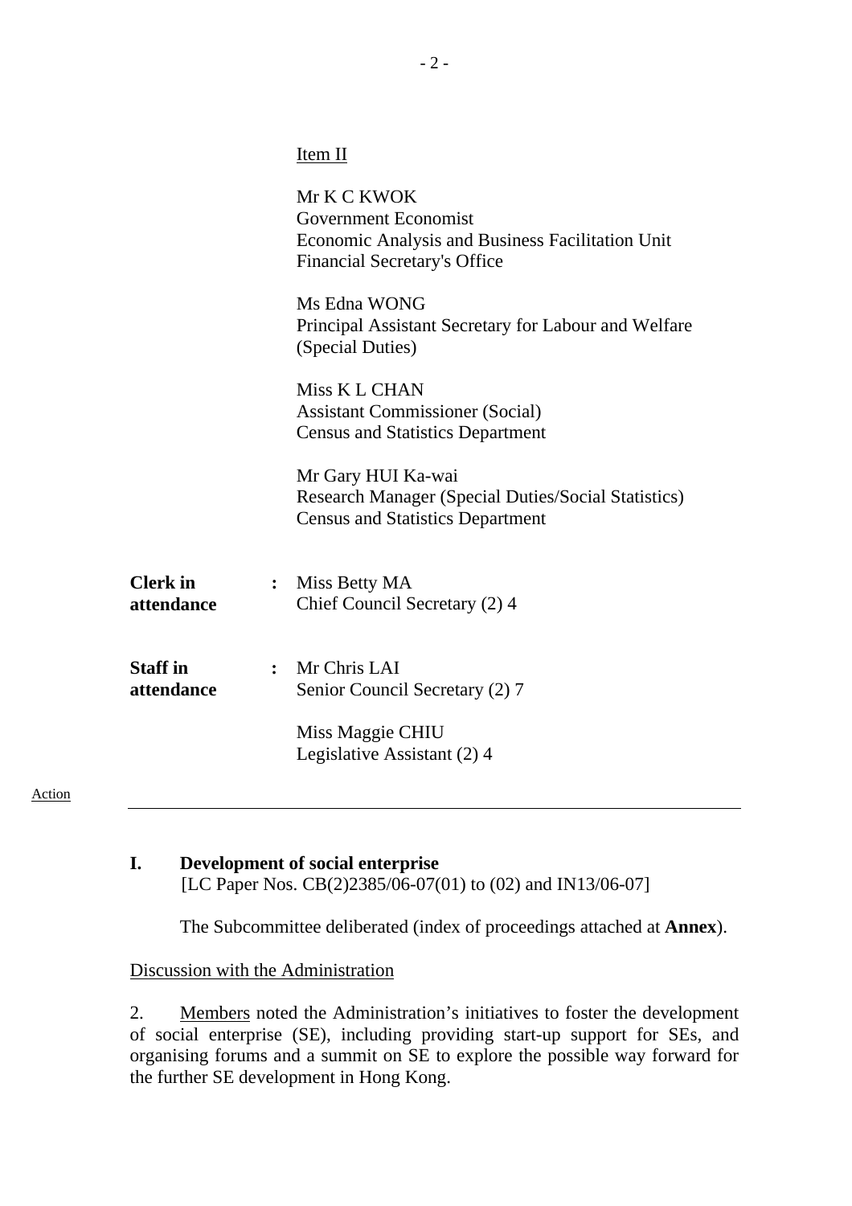Item II

Mr K C KWOK
Government Economist
Economic Analysis and Business Facilitation Unit
Financial Secretary's Office

Ms Edna WONG
Principal Assistant Secretary for Labour and Welfare (Special Duties)

Miss K L CHAN
Assistant Commissioner (Social)
Census and Statistics Department

Mr Gary HUI Ka-wai
Research Manager (Special Duties/Social Statistics)
Census and Statistics Department

**Clerk in attendance** : Miss Betty MA
Chief Council Secretary (2) 4

**Staff in attendance** : Mr Chris LAI
Senior Council Secretary (2) 7

Miss Maggie CHIU
Legislative Assistant (2) 4

Action

---

**I. Development of social enterprise**
[LC Paper Nos. CB(2)2385/06-07(01) to (02) and IN13/06-07]

The Subcommittee deliberated (index of proceedings attached at **Annex**).

Discussion with the Administration

2. Members noted the Administration's initiatives to foster the development of social enterprise (SE), including providing start-up support for SEs, and organising forums and a summit on SE to explore the possible way forward for the further SE development in Hong Kong.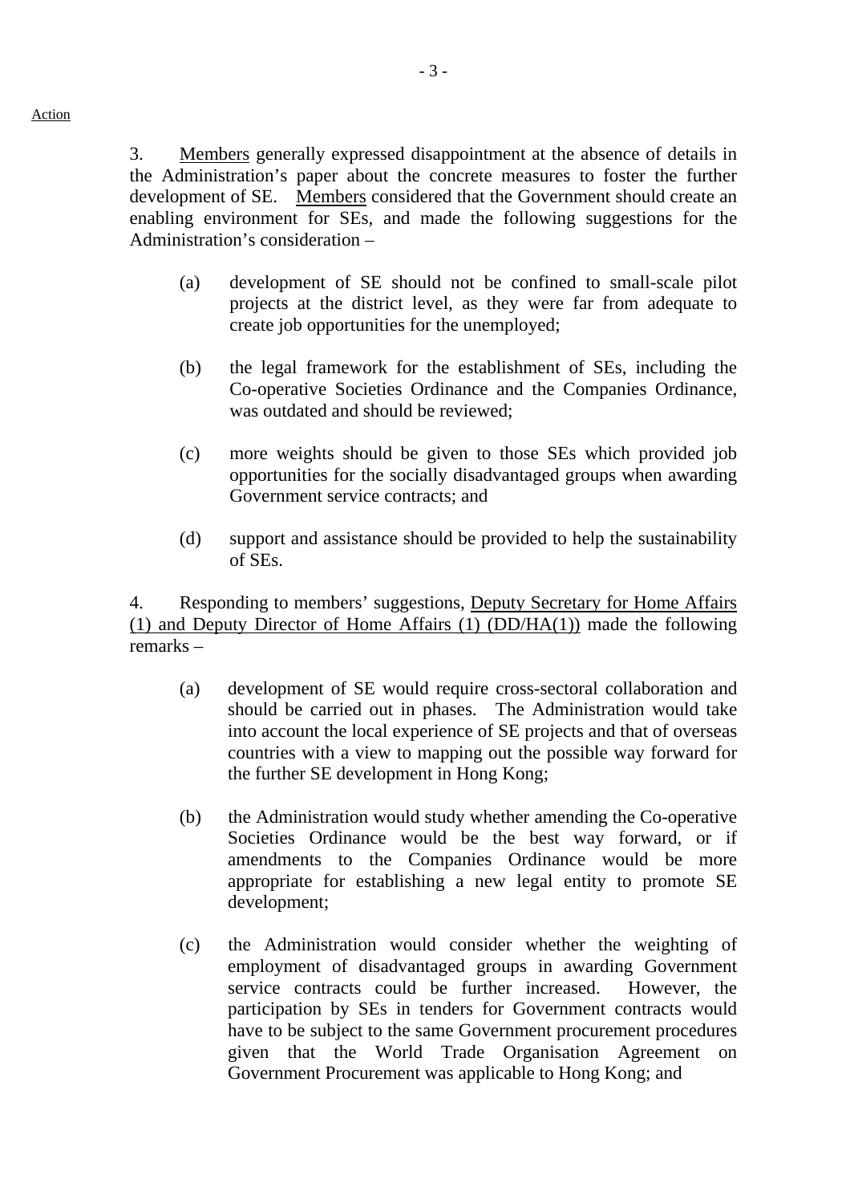Action

3. Members generally expressed disappointment at the absence of details in the Administration's paper about the concrete measures to foster the further development of SE. Members considered that the Government should create an enabling environment for SEs, and made the following suggestions for the Administration's consideration –

(a) development of SE should not be confined to small-scale pilot projects at the district level, as they were far from adequate to create job opportunities for the unemployed;

(b) the legal framework for the establishment of SEs, including the Co-operative Societies Ordinance and the Companies Ordinance, was outdated and should be reviewed;

(c) more weights should be given to those SEs which provided job opportunities for the socially disadvantaged groups when awarding Government service contracts; and

(d) support and assistance should be provided to help the sustainability of SEs.

4. Responding to members' suggestions, Deputy Secretary for Home Affairs (1) and Deputy Director of Home Affairs (1) (DD/HA(1)) made the following remarks –

(a) development of SE would require cross-sectoral collaboration and should be carried out in phases. The Administration would take into account the local experience of SE projects and that of overseas countries with a view to mapping out the possible way forward for the further SE development in Hong Kong;

(b) the Administration would study whether amending the Co-operative Societies Ordinance would be the best way forward, or if amendments to the Companies Ordinance would be more appropriate for establishing a new legal entity to promote SE development;

(c) the Administration would consider whether the weighting of employment of disadvantaged groups in awarding Government service contracts could be further increased. However, the participation by SEs in tenders for Government contracts would have to be subject to the same Government procurement procedures given that the World Trade Organisation Agreement on Government Procurement was applicable to Hong Kong; and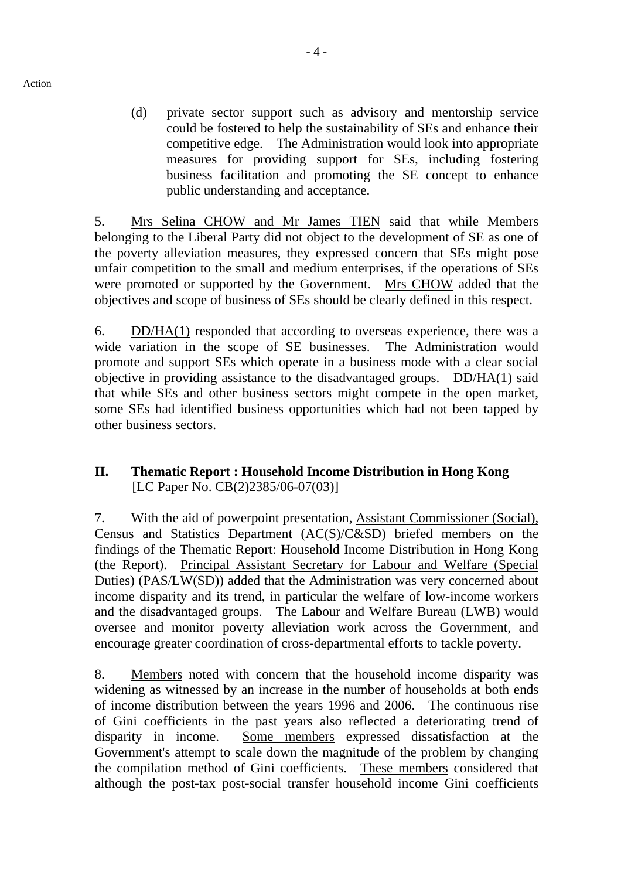Action

(d) private sector support such as advisory and mentorship service could be fostered to help the sustainability of SEs and enhance their competitive edge. The Administration would look into appropriate measures for providing support for SEs, including fostering business facilitation and promoting the SE concept to enhance public understanding and acceptance.

5. Mrs Selina CHOW and Mr James TIEN said that while Members belonging to the Liberal Party did not object to the development of SE as one of the poverty alleviation measures, they expressed concern that SEs might pose unfair competition to the small and medium enterprises, if the operations of SEs were promoted or supported by the Government. Mrs CHOW added that the objectives and scope of business of SEs should be clearly defined in this respect.

6. DD/HA(1) responded that according to overseas experience, there was a wide variation in the scope of SE businesses. The Administration would promote and support SEs which operate in a business mode with a clear social objective in providing assistance to the disadvantaged groups. DD/HA(1) said that while SEs and other business sectors might compete in the open market, some SEs had identified business opportunities which had not been tapped by other business sectors.

## II. Thematic Report : Household Income Distribution in Hong Kong
[LC Paper No. CB(2)2385/06-07(03)]

7. With the aid of powerpoint presentation, Assistant Commissioner (Social), Census and Statistics Department (AC(S)/C&SD) briefed members on the findings of the Thematic Report: Household Income Distribution in Hong Kong (the Report). Principal Assistant Secretary for Labour and Welfare (Special Duties) (PAS/LW(SD)) added that the Administration was very concerned about income disparity and its trend, in particular the welfare of low-income workers and the disadvantaged groups. The Labour and Welfare Bureau (LWB) would oversee and monitor poverty alleviation work across the Government, and encourage greater coordination of cross-departmental efforts to tackle poverty.

8. Members noted with concern that the household income disparity was widening as witnessed by an increase in the number of households at both ends of income distribution between the years 1996 and 2006. The continuous rise of Gini coefficients in the past years also reflected a deteriorating trend of disparity in income. Some members expressed dissatisfaction at the Government's attempt to scale down the magnitude of the problem by changing the compilation method of Gini coefficients. These members considered that although the post-tax post-social transfer household income Gini coefficients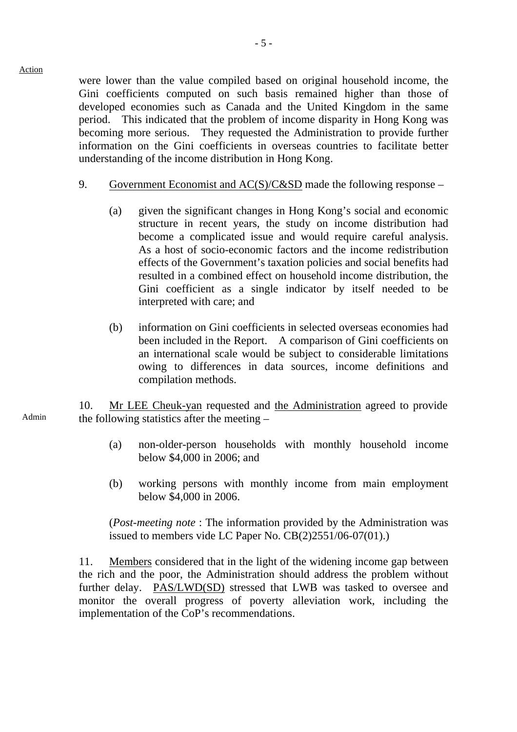were lower than the value compiled based on original household income, the Gini coefficients computed on such basis remained higher than those of developed economies such as Canada and the United Kingdom in the same period. This indicated that the problem of income disparity in Hong Kong was becoming more serious. They requested the Administration to provide further information on the Gini coefficients in overseas countries to facilitate better understanding of the income distribution in Hong Kong.

9. Government Economist and AC(S)/C&SD made the following response –

(a) given the significant changes in Hong Kong's social and economic structure in recent years, the study on income distribution had become a complicated issue and would require careful analysis. As a host of socio-economic factors and the income redistribution effects of the Government's taxation policies and social benefits had resulted in a combined effect on household income distribution, the Gini coefficient as a single indicator by itself needed to be interpreted with care; and

(b) information on Gini coefficients in selected overseas economies had been included in the Report. A comparison of Gini coefficients on an international scale would be subject to considerable limitations owing to differences in data sources, income definitions and compilation methods.

Admin

10. Mr LEE Cheuk-yan requested and the Administration agreed to provide the following statistics after the meeting –

(a) non-older-person households with monthly household income below $4,000 in 2006; and

(b) working persons with monthly income from main employment below $4,000 in 2006.

(*Post-meeting note* : The information provided by the Administration was issued to members vide LC Paper No. CB(2)2551/06-07(01).)

11. Members considered that in the light of the widening income gap between the rich and the poor, the Administration should address the problem without further delay. PAS/LWD(SD) stressed that LWB was tasked to oversee and monitor the overall progress of poverty alleviation work, including the implementation of the CoP's recommendations.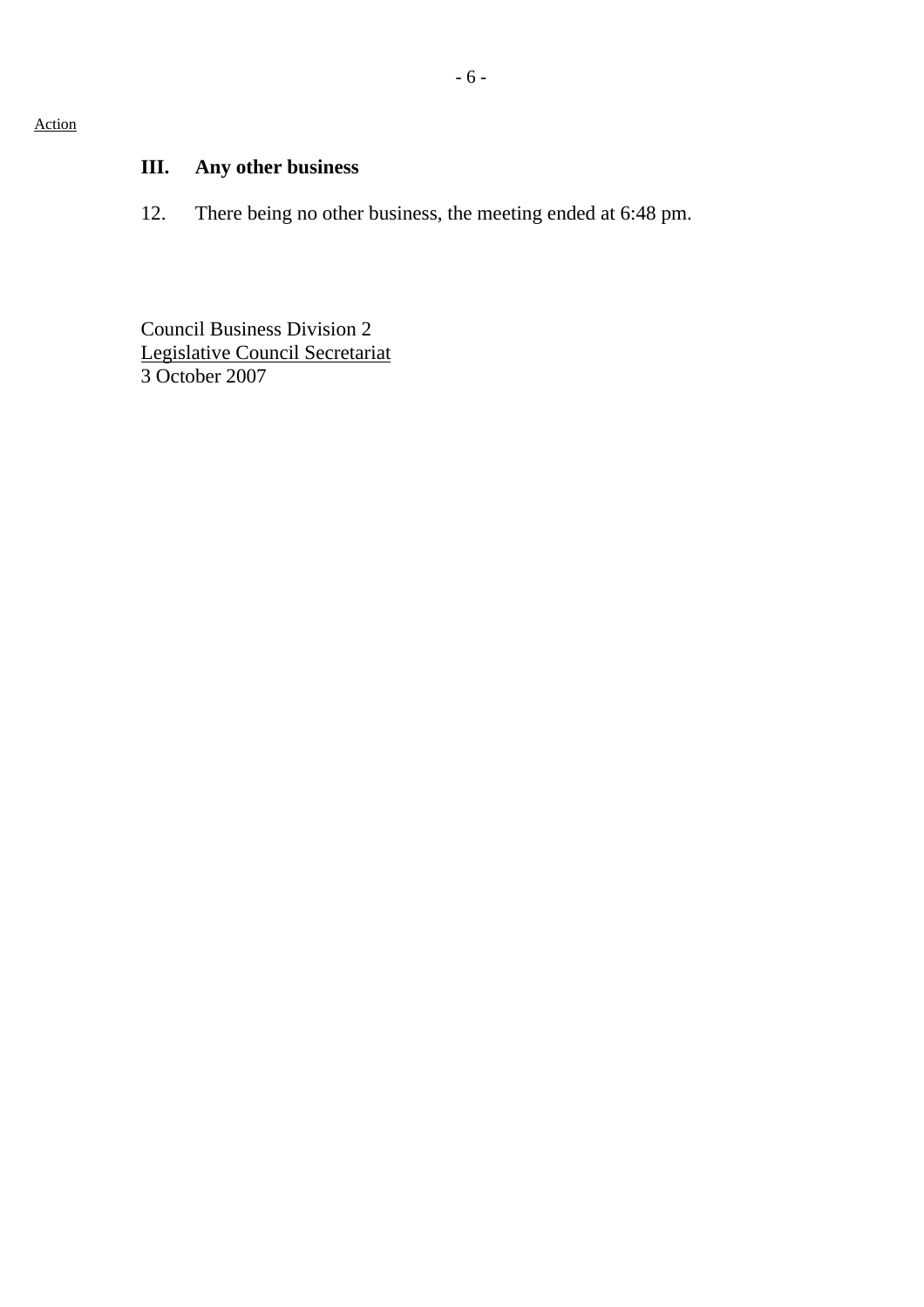Action

## III. Any other business

12. There being no other business, the meeting ended at 6:48 pm.

Council Business Division 2
Legislative Council Secretariat
3 October 2007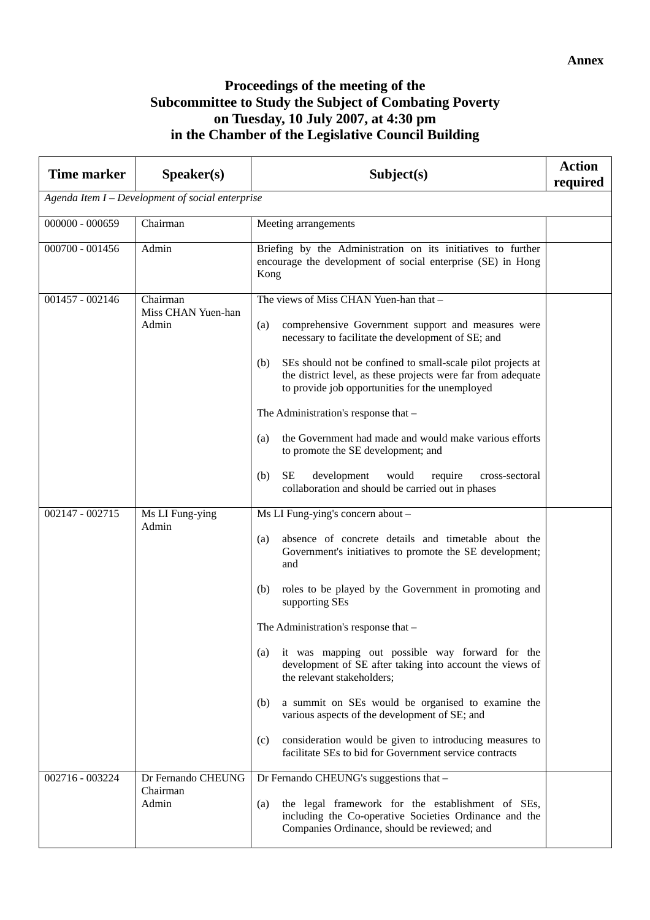**Annex**

# Proceedings of the meeting of the Subcommittee to Study the Subject of Combating Poverty on Tuesday, 10 July 2007, at 4:30 pm in the Chamber of the Legislative Council Building

| Time marker | Speaker(s) | Subject(s) | Action required |
|---|---|---|---|
| *Agenda Item I – Development of social enterprise* | | | |
| 000000 - 000659 | Chairman | Meeting arrangements | |
| 000700 - 001456 | Admin | Briefing by the Administration on its initiatives to further encourage the development of social enterprise (SE) in Hong Kong | |
| 001457 - 002146 | Chairman<br>Miss CHAN Yuen-han<br>Admin | The views of Miss CHAN Yuen-han that –<br><br>(a) comprehensive Government support and measures were necessary to facilitate the development of SE; and<br><br>(b) SEs should not be confined to small-scale pilot projects at the district level, as these projects were far from adequate to provide job opportunities for the unemployed<br><br>The Administration's response that –<br><br>(a) the Government had made and would make various efforts to promote the SE development; and<br><br>(b) SE development would require cross-sectoral collaboration and should be carried out in phases | |
| 002147 - 002715 | Ms LI Fung-ying<br>Admin | Ms LI Fung-ying's concern about –<br><br>(a) absence of concrete details and timetable about the Government's initiatives to promote the SE development; and<br><br>(b) roles to be played by the Government in promoting and supporting SEs<br><br>The Administration's response that –<br><br>(a) it was mapping out possible way forward for the development of SE after taking into account the views of the relevant stakeholders;<br><br>(b) a summit on SEs would be organised to examine the various aspects of the development of SE; and<br><br>(c) consideration would be given to introducing measures to facilitate SEs to bid for Government service contracts | |
| 002716 - 003224 | Dr Fernando CHEUNG<br>Chairman<br>Admin | Dr Fernando CHEUNG's suggestions that –<br><br>(a) the legal framework for the establishment of SEs, including the Co-operative Societies Ordinance and the Companies Ordinance, should be reviewed; and | |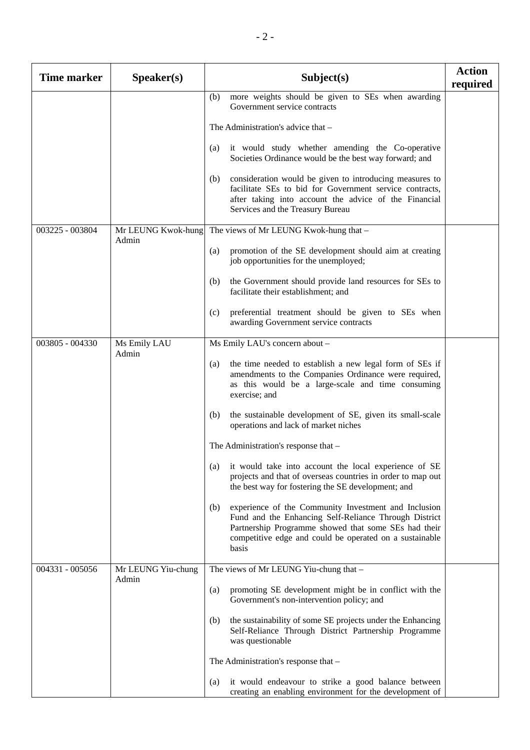| Time marker | Speaker(s) | Subject(s) | Action required |
|---|---|---|---|
| | | (b) more weights should be given to SEs when awarding Government service contracts<br><br>The Administration's advice that –<br><br>(a) it would study whether amending the Co-operative Societies Ordinance would be the best way forward; and<br><br>(b) consideration would be given to introducing measures to facilitate SEs to bid for Government service contracts, after taking into account the advice of the Financial Services and the Treasury Bureau | |
| 003225 - 003804 | Mr LEUNG Kwok-hung<br>Admin | The views of Mr LEUNG Kwok-hung that –<br><br>(a) promotion of the SE development should aim at creating job opportunities for the unemployed;<br><br>(b) the Government should provide land resources for SEs to facilitate their establishment; and<br><br>(c) preferential treatment should be given to SEs when awarding Government service contracts | |
| 003805 - 004330 | Ms Emily LAU<br>Admin | Ms Emily LAU's concern about –<br><br>(a) the time needed to establish a new legal form of SEs if amendments to the Companies Ordinance were required, as this would be a large-scale and time consuming exercise; and<br><br>(b) the sustainable development of SE, given its small-scale operations and lack of market niches<br><br>The Administration's response that –<br><br>(a) it would take into account the local experience of SE projects and that of overseas countries in order to map out the best way for fostering the SE development; and<br><br>(b) experience of the Community Investment and Inclusion Fund and the Enhancing Self-Reliance Through District Partnership Programme showed that some SEs had their competitive edge and could be operated on a sustainable basis | |
| 004331 - 005056 | Mr LEUNG Yiu-chung<br>Admin | The views of Mr LEUNG Yiu-chung that –<br><br>(a) promoting SE development might be in conflict with the Government's non-intervention policy; and<br><br>(b) the sustainability of some SE projects under the Enhancing Self-Reliance Through District Partnership Programme was questionable<br><br>The Administration's response that –<br><br>(a) it would endeavour to strike a good balance between creating an enabling environment for the development of | |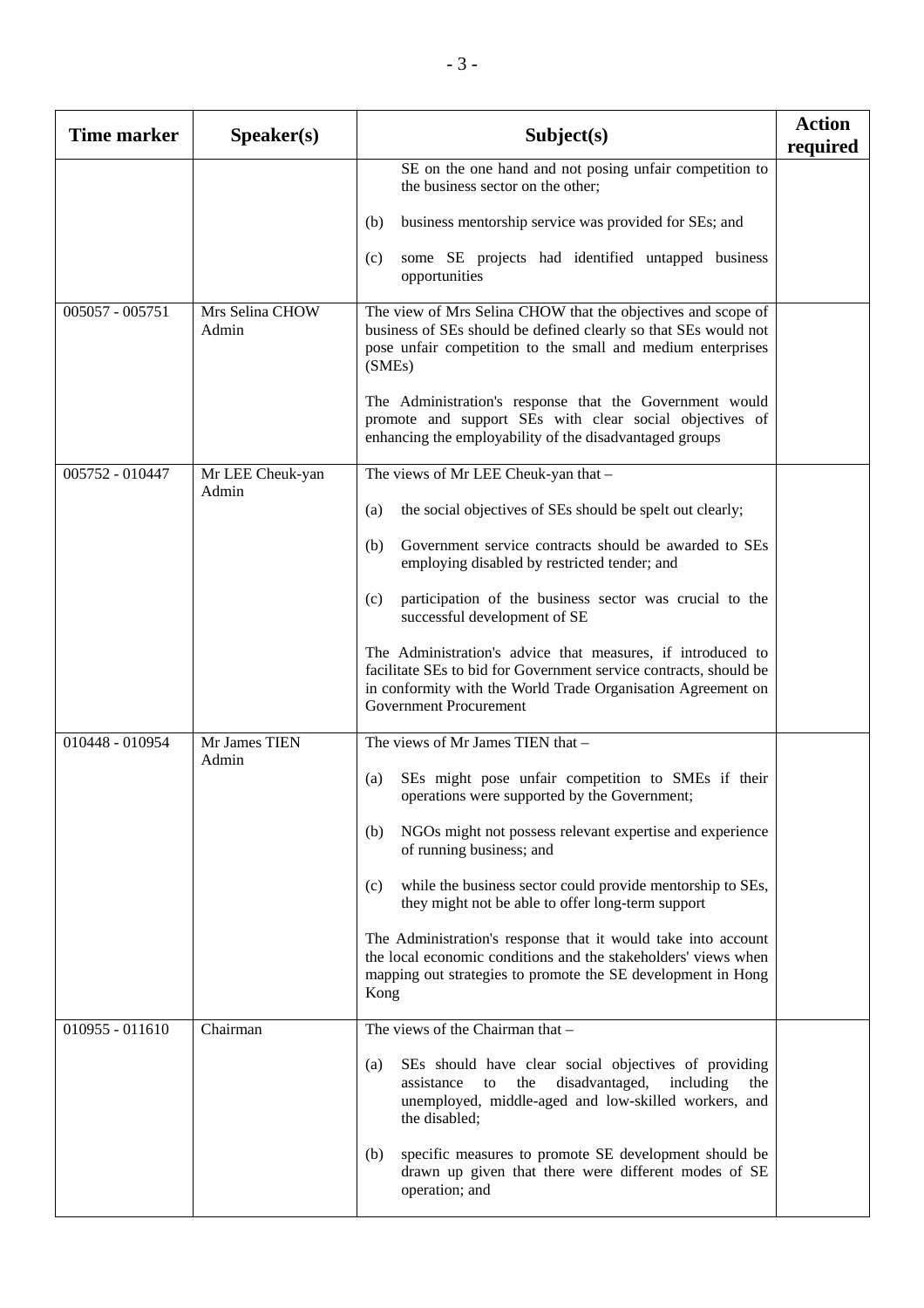| Time marker | Speaker(s) | Subject(s) | Action required |
|---|---|---|---|
| | | SE on the one hand and not posing unfair competition to the business sector on the other;<br><br>(b) business mentorship service was provided for SEs; and<br><br>(c) some SE projects had identified untapped business opportunities | |
| 005057 - 005751 | Mrs Selina CHOW<br>Admin | The view of Mrs Selina CHOW that the objectives and scope of business of SEs should be defined clearly so that SEs would not pose unfair competition to the small and medium enterprises (SMEs)<br><br>The Administration's response that the Government would promote and support SEs with clear social objectives of enhancing the employability of the disadvantaged groups | |
| 005752 - 010447 | Mr LEE Cheuk-yan<br>Admin | The views of Mr LEE Cheuk-yan that –<br><br>(a) the social objectives of SEs should be spelt out clearly;<br><br>(b) Government service contracts should be awarded to SEs employing disabled by restricted tender; and<br><br>(c) participation of the business sector was crucial to the successful development of SE<br><br>The Administration's advice that measures, if introduced to facilitate SEs to bid for Government service contracts, should be in conformity with the World Trade Organisation Agreement on Government Procurement | |
| 010448 - 010954 | Mr James TIEN<br>Admin | The views of Mr James TIEN that –<br><br>(a) SEs might pose unfair competition to SMEs if their operations were supported by the Government;<br><br>(b) NGOs might not possess relevant expertise and experience of running business; and<br><br>(c) while the business sector could provide mentorship to SEs, they might not be able to offer long-term support<br><br>The Administration's response that it would take into account the local economic conditions and the stakeholders' views when mapping out strategies to promote the SE development in Hong Kong | |
| 010955 - 011610 | Chairman | The views of the Chairman that –<br><br>(a) SEs should have clear social objectives of providing assistance to the disadvantaged, including the unemployed, middle-aged and low-skilled workers, and the disabled;<br><br>(b) specific measures to promote SE development should be drawn up given that there were different modes of SE operation; and | |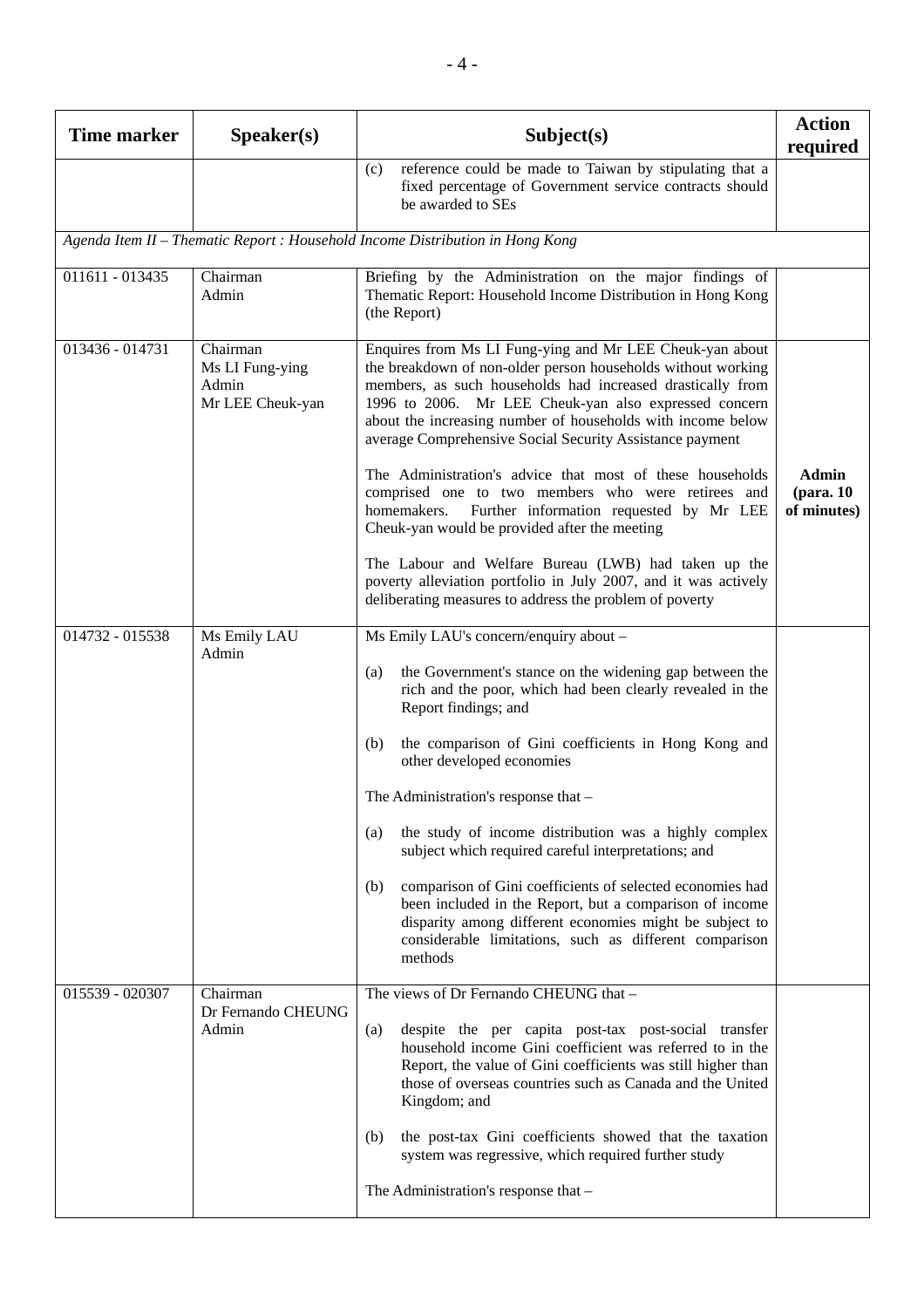| Time marker | Speaker(s) | Subject(s) | Action required |
|---|---|---|---|
| | | (c) reference could be made to Taiwan by stipulating that a fixed percentage of Government service contracts should be awarded to SEs | |
| *Agenda Item II – Thematic Report : Household Income Distribution in Hong Kong* | | | |
| 011611 - 013435 | Chairman<br>Admin | Briefing by the Administration on the major findings of Thematic Report: Household Income Distribution in Hong Kong (the Report) | |
| 013436 - 014731 | Chairman<br>Ms LI Fung-ying<br>Admin<br>Mr LEE Cheuk-yan | Enquires from Ms LI Fung-ying and Mr LEE Cheuk-yan about the breakdown of non-older person households without working members, as such households had increased drastically from 1996 to 2006. Mr LEE Cheuk-yan also expressed concern about the increasing number of households with income below average Comprehensive Social Security Assistance payment<br><br>The Administration's advice that most of these households comprised one to two members who were retirees and homemakers. Further information requested by Mr LEE Cheuk-yan would be provided after the meeting<br><br>The Labour and Welfare Bureau (LWB) had taken up the poverty alleviation portfolio in July 2007, and it was actively deliberating measures to address the problem of poverty | **Admin (para. 10 of minutes)** |
| 014732 - 015538 | Ms Emily LAU<br>Admin | Ms Emily LAU's concern/enquiry about –<br><br>(a) the Government's stance on the widening gap between the rich and the poor, which had been clearly revealed in the Report findings; and<br><br>(b) the comparison of Gini coefficients in Hong Kong and other developed economies<br><br>The Administration's response that –<br><br>(a) the study of income distribution was a highly complex subject which required careful interpretations; and<br><br>(b) comparison of Gini coefficients of selected economies had been included in the Report, but a comparison of income disparity among different economies might be subject to considerable limitations, such as different comparison methods | |
| 015539 - 020307 | Chairman<br>Dr Fernando CHEUNG<br>Admin | The views of Dr Fernando CHEUNG that –<br><br>(a) despite the per capita post-tax post-social transfer household income Gini coefficient was referred to in the Report, the value of Gini coefficients was still higher than those of overseas countries such as Canada and the United Kingdom; and<br><br>(b) the post-tax Gini coefficients showed that the taxation system was regressive, which required further study<br><br>The Administration's response that – | |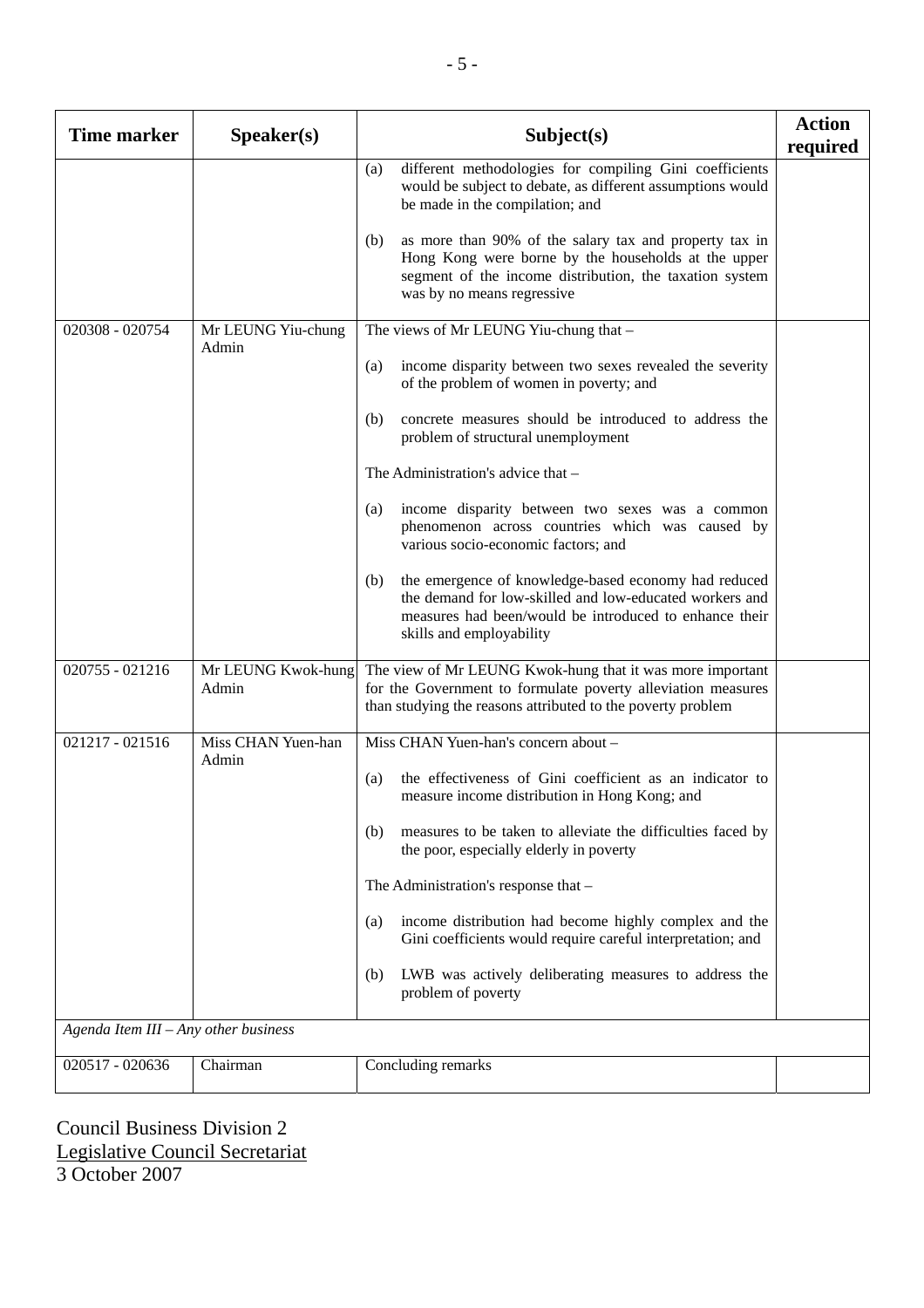| Time marker | Speaker(s) | Subject(s) | Action required |
|---|---|---|---|
| | | (a) different methodologies for compiling Gini coefficients would be subject to debate, as different assumptions would be made in the compilation; and<br><br>(b) as more than 90% of the salary tax and property tax in Hong Kong were borne by the households at the upper segment of the income distribution, the taxation system was by no means regressive | |
| 020308 - 020754 | Mr LEUNG Yiu-chung<br>Admin | The views of Mr LEUNG Yiu-chung that –<br><br>(a) income disparity between two sexes revealed the severity of the problem of women in poverty; and<br><br>(b) concrete measures should be introduced to address the problem of structural unemployment<br><br>The Administration's advice that –<br><br>(a) income disparity between two sexes was a common phenomenon across countries which was caused by various socio-economic factors; and<br><br>(b) the emergence of knowledge-based economy had reduced the demand for low-skilled and low-educated workers and measures had been/would be introduced to enhance their skills and employability | |
| 020755 - 021216 | Mr LEUNG Kwok-hung<br>Admin | The view of Mr LEUNG Kwok-hung that it was more important for the Government to formulate poverty alleviation measures than studying the reasons attributed to the poverty problem | |
| 021217 - 021516 | Miss CHAN Yuen-han<br>Admin | Miss CHAN Yuen-han's concern about –<br><br>(a) the effectiveness of Gini coefficient as an indicator to measure income distribution in Hong Kong; and<br><br>(b) measures to be taken to alleviate the difficulties faced by the poor, especially elderly in poverty<br><br>The Administration's response that –<br><br>(a) income distribution had become highly complex and the Gini coefficients would require careful interpretation; and<br><br>(b) LWB was actively deliberating measures to address the problem of poverty | |
| *Agenda Item III – Any other business* | | | |
| 020517 - 020636 | Chairman | Concluding remarks | |

Council Business Division 2
Legislative Council Secretariat
3 October 2007